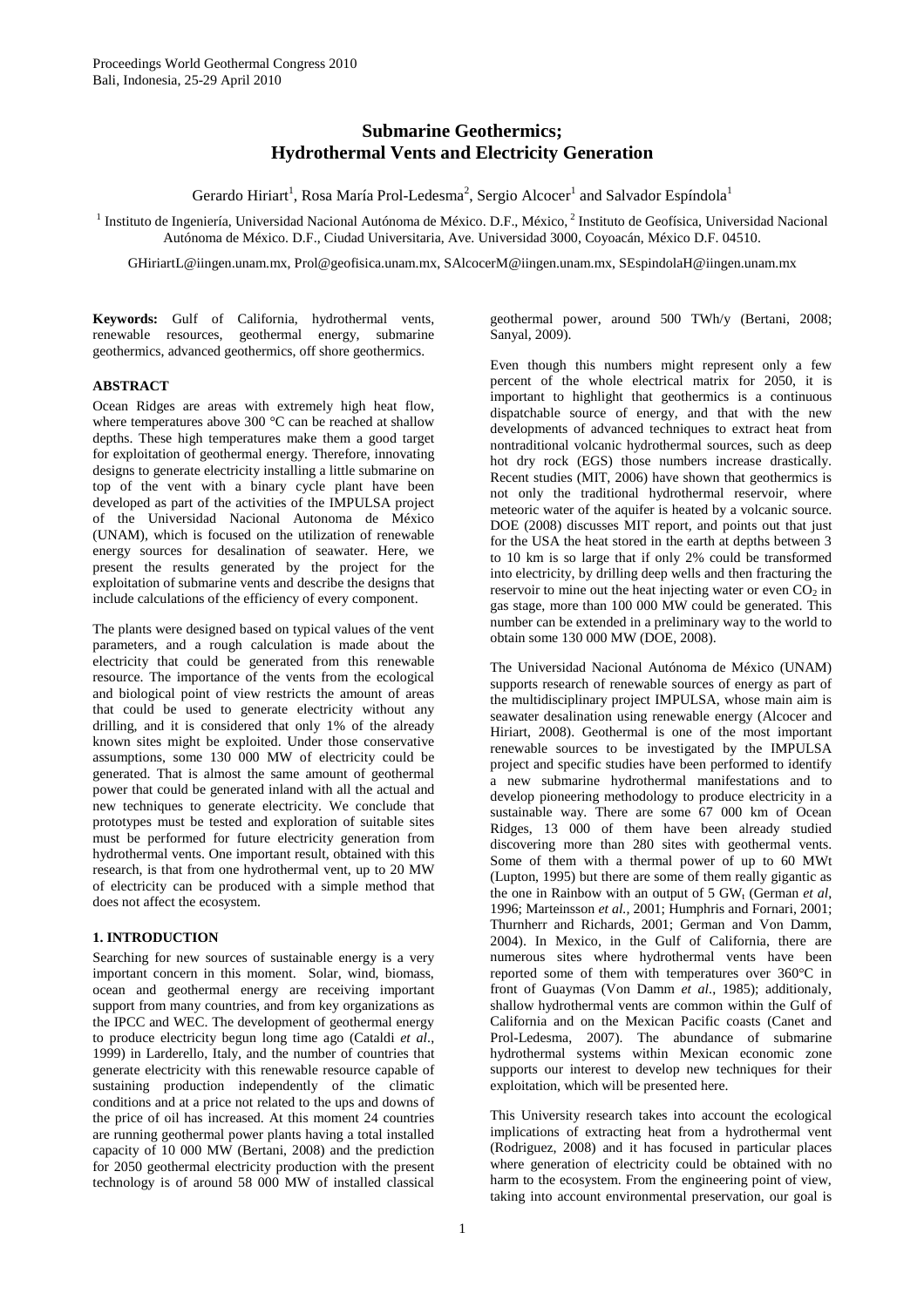# Submarine Geothermics; Hydrothermal Vents and Electricity Generation

Gerardo Hiriart[1], Rosa María Prol-Ledesma[2], Sergio Alcocer[1] and Salvador Espíndola[1]

[1] Instituto de Ingeniería, Universidad Nacional Autónoma de México. D.F., México, [2] Instituto de Geofísica, Universidad Nacional Autónoma de México. D.F., Ciudad Universitaria, Ave. Universidad 3000, Coyoacán, México D.F. 04510.

GHiriartL@iingen.unam.mx, Prol@geofisica.unam.mx, SAlcocerM@iingen.unam.mx, SEspindolaH@iingen.unam.mx

**Keywords:** Gulf of California, hydrothermal vents, renewable resources, geothermal energy, submarine geothermics, advanced geothermics, off shore geothermics.

## ABSTRACT

Ocean Ridges are areas with extremely high heat flow, where temperatures above 300 °C can be reached at shallow depths. These high temperatures make them a good target for exploitation of geothermal energy. Therefore, innovating designs to generate electricity installing a little submarine on top of the vent with a binary cycle plant have been developed as part of the activities of the IMPULSA project of the Universidad Nacional Autonoma de México (UNAM), which is focused on the utilization of renewable energy sources for desalination of seawater. Here, we present the results generated by the project for the exploitation of submarine vents and describe the designs that include calculations of the efficiency of every component.

The plants were designed based on typical values of the vent parameters, and a rough calculation is made about the electricity that could be generated from this renewable resource. The importance of the vents from the ecological and biological point of view restricts the amount of areas that could be used to generate electricity without any drilling, and it is considered that only 1% of the already known sites might be exploited. Under those conservative assumptions, some 130 000 MW of electricity could be generated. That is almost the same amount of geothermal power that could be generated inland with all the actual and new techniques to generate electricity. We conclude that prototypes must be tested and exploration of suitable sites must be performed for future electricity generation from hydrothermal vents. One important result, obtained with this research, is that from one hydrothermal vent, up to 20 MW of electricity can be produced with a simple method that does not affect the ecosystem.

## 1. INTRODUCTION

Searching for new sources of sustainable energy is a very important concern in this moment. Solar, wind, biomass, ocean and geothermal energy are receiving important support from many countries, and from key organizations as the IPCC and WEC. The development of geothermal energy to produce electricity begun long time ago (Cataldi *et al*., 1999) in Larderello, Italy, and the number of countries that generate electricity with this renewable resource capable of sustaining production independently of the climatic conditions and at a price not related to the ups and downs of the price of oil has increased. At this moment 24 countries are running geothermal power plants having a total installed capacity of 10 000 MW (Bertani, 2008) and the prediction for 2050 geothermal electricity production with the present technology is of around 58 000 MW of installed classical geothermal power, around 500 TWh/y (Bertani, 2008; Sanyal, 2009).

Even though this numbers might represent only a few percent of the whole electrical matrix for 2050, it is important to highlight that geothermics is a continuous dispatchable source of energy, and that with the new developments of advanced techniques to extract heat from nontraditional volcanic hydrothermal sources, such as deep hot dry rock (EGS) those numbers increase drastically. Recent studies (MIT, 2006) have shown that geothermics is not only the traditional hydrothermal reservoir, where meteoric water of the aquifer is heated by a volcanic source. DOE (2008) discusses MIT report, and points out that just for the USA the heat stored in the earth at depths between 3 to 10 km is so large that if only 2% could be transformed into electricity, by drilling deep wells and then fracturing the reservoir to mine out the heat injecting water or even $CO_2$ in gas stage, more than 100 000 MW could be generated. This number can be extended in a preliminary way to the world to obtain some 130 000 MW (DOE, 2008).

The Universidad Nacional Autónoma de México (UNAM) supports research of renewable sources of energy as part of the multidisciplinary project IMPULSA, whose main aim is seawater desalination using renewable energy (Alcocer and Hiriart, 2008). Geothermal is one of the most important renewable sources to be investigated by the IMPULSA project and specific studies have been performed to identify a new submarine hydrothermal manifestations and to develop pioneering methodology to produce electricity in a sustainable way. There are some 67 000 km of Ocean Ridges, 13 000 of them have been already studied discovering more than 280 sites with geothermal vents. Some of them with a thermal power of up to 60 MWt (Lupton, 1995) but there are some of them really gigantic as the one in Rainbow with an output of 5 $GW_t$ (German *et al*, 1996; Marteinsson *et al.*, 2001; Humphris and Fornari, 2001; Thurnherr and Richards, 2001; German and Von Damm, 2004). In Mexico, in the Gulf of California, there are numerous sites where hydrothermal vents have been reported some of them with temperatures over 360°C in front of Guaymas (Von Damm *et al*., 1985); additionaly, shallow hydrothermal vents are common within the Gulf of California and on the Mexican Pacific coasts (Canet and Prol-Ledesma, 2007). The abundance of submarine hydrothermal systems within Mexican economic zone supports our interest to develop new techniques for their exploitation, which will be presented here.

This University research takes into account the ecological implications of extracting heat from a hydrothermal vent (Rodriguez, 2008) and it has focused in particular places where generation of electricity could be obtained with no harm to the ecosystem. From the engineering point of view, taking into account environmental preservation, our goal is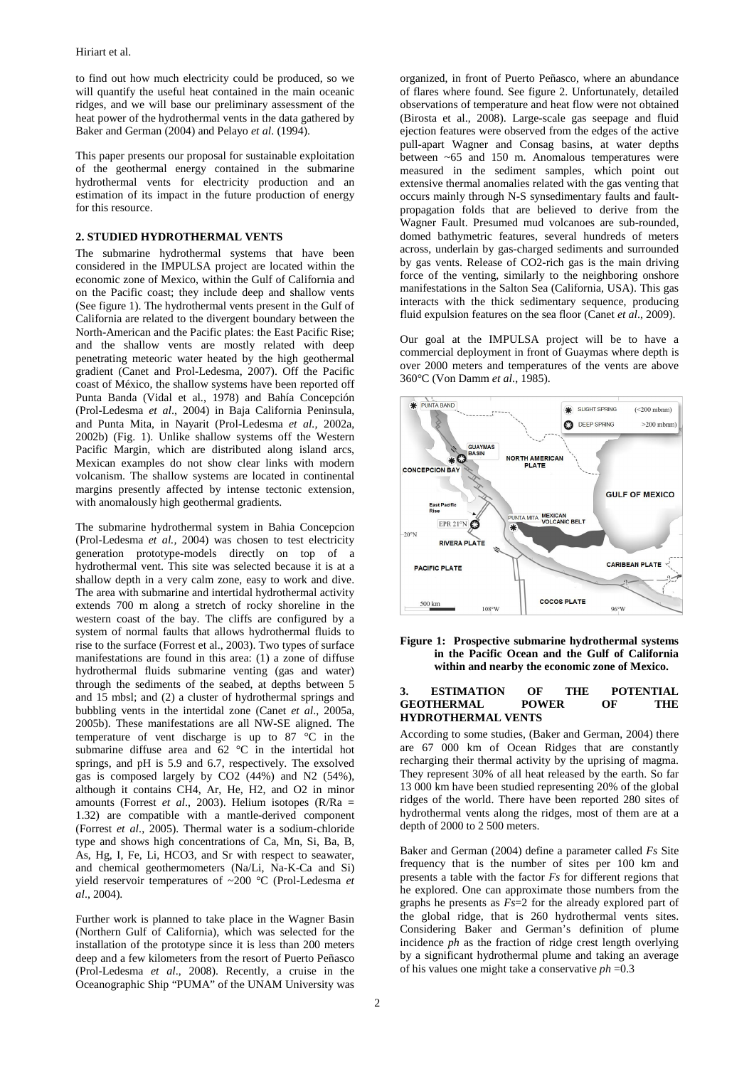to find out how much electricity could be produced, so we will quantify the useful heat contained in the main oceanic ridges, and we will base our preliminary assessment of the heat power of the hydrothermal vents in the data gathered by Baker and German (2004) and Pelayo *et al*. (1994).

This paper presents our proposal for sustainable exploitation of the geothermal energy contained in the submarine hydrothermal vents for electricity production and an estimation of its impact in the future production of energy for this resource.

## 2. STUDIED HYDROTHERMAL VENTS

The submarine hydrothermal systems that have been considered in the IMPULSA project are located within the economic zone of Mexico, within the Gulf of California and on the Pacific coast; they include deep and shallow vents (See figure 1). The hydrothermal vents present in the Gulf of California are related to the divergent boundary between the North-American and the Pacific plates: the East Pacific Rise; and the shallow vents are mostly related with deep penetrating meteoric water heated by the high geothermal gradient (Canet and Prol-Ledesma, 2007). Off the Pacific coast of México, the shallow systems have been reported off Punta Banda (Vidal et al., 1978) and Bahía Concepción (Prol-Ledesma *et al*., 2004) in Baja California Peninsula, and Punta Mita, in Nayarit (Prol-Ledesma *et al.,* 2002a, 2002b) (Fig. 1). Unlike shallow systems off the Western Pacific Margin, which are distributed along island arcs, Mexican examples do not show clear links with modern volcanism. The shallow systems are located in continental margins presently affected by intense tectonic extension, with anomalously high geothermal gradients.

The submarine hydrothermal system in Bahia Concepcion (Prol-Ledesma *et al.,* 2004) was chosen to test electricity generation prototype-models directly on top of a hydrothermal vent. This site was selected because it is at a shallow depth in a very calm zone, easy to work and dive. The area with submarine and intertidal hydrothermal activity extends 700 m along a stretch of rocky shoreline in the western coast of the bay. The cliffs are configured by a system of normal faults that allows hydrothermal fluids to rise to the surface (Forrest et al., 2003). Two types of surface manifestations are found in this area: (1) a zone of diffuse hydrothermal fluids submarine venting (gas and water) through the sediments of the seabed, at depths between 5 and 15 mbsl; and (2) a cluster of hydrothermal springs and bubbling vents in the intertidal zone (Canet *et al*., 2005a, 2005b). These manifestations are all NW-SE aligned. The temperature of vent discharge is up to 87 °C in the submarine diffuse area and 62 °C in the intertidal hot springs, and pH is 5.9 and 6.7, respectively. The exsolved gas is composed largely by $CO_2$ (44%) and $N_2$ (54%), although it contains $CH_4$, Ar, He, $H_2$, and $O_2$ in minor amounts (Forrest *et al*., 2003). Helium isotopes ($R/Ra$ = 1.32) are compatible with a mantle-derived component (Forrest *et al*., 2005). Thermal water is a sodium-chloride type and shows high concentrations of Ca, Mn, Si, Ba, B, As, Hg, I, Fe, Li, $HCO_3$, and Sr with respect to seawater, and chemical geothermometers (Na/Li, Na-K-Ca and Si) yield reservoir temperatures of ~200 °C (Prol-Ledesma *et al*., 2004).

Further work is planned to take place in the Wagner Basin (Northern Gulf of California), which was selected for the installation of the prototype since it is less than 200 meters deep and a few kilometers from the resort of Puerto Peñasco (Prol-Ledesma *et al*., 2008). Recently, a cruise in the Oceanographic Ship "PUMA" of the UNAM University was organized, in front of Puerto Peñasco, where an abundance of flares where found. See figure 2. Unfortunately, detailed observations of temperature and heat flow were not obtained (Birosta et al., 2008). Large-scale gas seepage and fluid ejection features were observed from the edges of the active pull-apart Wagner and Consag basins, at water depths between ~65 and 150 m. Anomalous temperatures were measured in the sediment samples, which point out extensive thermal anomalies related with the gas venting that occurs mainly through N-S synsedimentary faults and fault-propagation folds that are believed to derive from the Wagner Fault. Presumed mud volcanoes are sub-rounded, domed bathymetric features, several hundreds of meters across, underlain by gas-charged sediments and surrounded by gas vents. Release of $CO_2$-rich gas is the main driving force of the venting, similarly to the neighboring onshore manifestations in the Salton Sea (California, USA). This gas interacts with the thick sedimentary sequence, producing fluid expulsion features on the sea floor (Canet *et al*., 2009).

Our goal at the IMPULSA project will be to have a commercial deployment in front of Guaymas where depth is over 2000 meters and temperatures of the vents are above 360°C (Von Damm *et al*., 1985).

**Figure 1: Prospective submarine hydrothermal systems in the Pacific Ocean and the Gulf of California within and nearby the economic zone of Mexico.**

## 3. ESTIMATION OF THE POTENTIAL GEOTHERMAL POWER OF THE HYDROTHERMAL VENTS

According to some studies, (Baker and German, 2004) there are 67 000 km of Ocean Ridges that are constantly recharging their thermal activity by the uprising of magma. They represent 30% of all heat released by the earth. So far 13 000 km have been studied representing 20% of the global ridges of the world. There have been reported 280 sites of hydrothermal vents along the ridges, most of them are at a depth of 2000 to 2 500 meters.

Baker and German (2004) define a parameter called *Fs* Site frequency that is the number of sites per 100 km and presents a table with the factor *Fs* for different regions that he explored. One can approximate those numbers from the graphs he presents as *Fs*=2 for the already explored part of the global ridge, that is 260 hydrothermal vents sites. Considering Baker and German's definition of plume incidence *ph* as the fraction of ridge crest length overlying by a significant hydrothermal plume and taking an average of his values one might take a conservative *ph* =0.3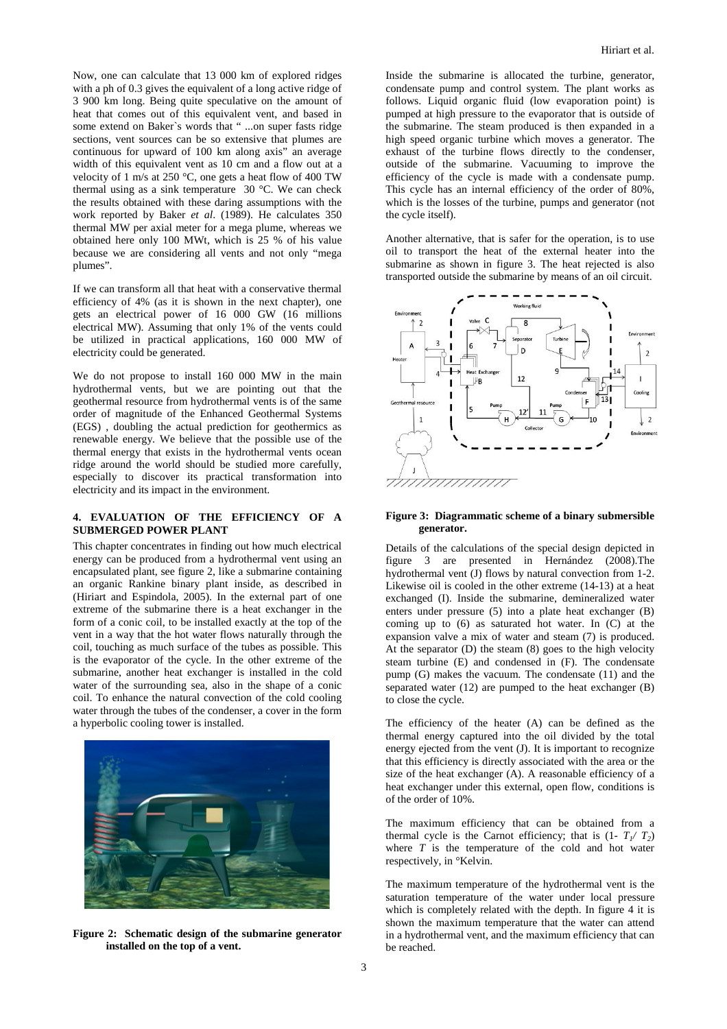Now, one can calculate that 13 000 km of explored ridges with a ph of 0.3 gives the equivalent of a long active ridge of 3 900 km long. Being quite speculative on the amount of heat that comes out of this equivalent vent, and based in some extend on Baker`s words that " ...on super fasts ridge sections, vent sources can be so extensive that plumes are continuous for upward of 100 km along axis" an average width of this equivalent vent as 10 cm and a flow out at a velocity of 1 m/s at 250 °C, one gets a heat flow of 400 TW thermal using as a sink temperature 30 °C. We can check the results obtained with these daring assumptions with the work reported by Baker *et al*. (1989). He calculates 350 thermal MW per axial meter for a mega plume, whereas we obtained here only 100 MWt, which is 25 % of his value because we are considering all vents and not only "mega plumes".

If we can transform all that heat with a conservative thermal efficiency of 4% (as it is shown in the next chapter), one gets an electrical power of 16 000 GW (16 millions electrical MW). Assuming that only 1% of the vents could be utilized in practical applications, 160 000 MW of electricity could be generated.

We do not propose to install 160 000 MW in the main hydrothermal vents, but we are pointing out that the geothermal resource from hydrothermal vents is of the same order of magnitude of the Enhanced Geothermal Systems (EGS) , doubling the actual prediction for geothermics as renewable energy. We believe that the possible use of the thermal energy that exists in the hydrothermal vents ocean ridge around the world should be studied more carefully, especially to discover its practical transformation into electricity and its impact in the environment.

## 4. EVALUATION OF THE EFFICIENCY OF A SUBMERGED POWER PLANT

This chapter concentrates in finding out how much electrical energy can be produced from a hydrothermal vent using an encapsulated plant, see figure 2, like a submarine containing an organic Rankine binary plant inside, as described in (Hiriart and Espindola, 2005). In the external part of one extreme of the submarine there is a heat exchanger in the form of a conic coil, to be installed exactly at the top of the vent in a way that the hot water flows naturally through the coil, touching as much surface of the tubes as possible. This is the evaporator of the cycle. In the other extreme of the submarine, another heat exchanger is installed in the cold water of the surrounding sea, also in the shape of a conic coil. To enhance the natural convection of the cold cooling water through the tubes of the condenser, a cover in the form a hyperbolic cooling tower is installed.

**Figure 2: Schematic design of the submarine generator installed on the top of a vent.**

Inside the submarine is allocated the turbine, generator, condensate pump and control system. The plant works as follows. Liquid organic fluid (low evaporation point) is pumped at high pressure to the evaporator that is outside of the submarine. The steam produced is then expanded in a high speed organic turbine which moves a generator. The exhaust of the turbine flows directly to the condenser, outside of the submarine. Vacuuming to improve the efficiency of the cycle is made with a condensate pump. This cycle has an internal efficiency of the order of 80%, which is the losses of the turbine, pumps and generator (not the cycle itself).

Another alternative, that is safer for the operation, is to use oil to transport the heat of the external heater into the submarine as shown in figure 3. The heat rejected is also transported outside the submarine by means of an oil circuit.

**Figure 3: Diagrammatic scheme of a binary submersible generator.**

Details of the calculations of the special design depicted in figure 3 are presented in Hernández (2008).The hydrothermal vent (J) flows by natural convection from 1-2. Likewise oil is cooled in the other extreme (14-13) at a heat exchanged (I). Inside the submarine, demineralized water enters under pressure (5) into a plate heat exchanger (B) coming up to (6) as saturated hot water. In (C) at the expansion valve a mix of water and steam (7) is produced. At the separator (D) the steam (8) goes to the high velocity steam turbine (E) and condensed in (F). The condensate pump (G) makes the vacuum. The condensate (11) and the separated water (12) are pumped to the heat exchanger (B) to close the cycle.

The efficiency of the heater (A) can be defined as the thermal energy captured into the oil divided by the total energy ejected from the vent (J). It is important to recognize that this efficiency is directly associated with the area or the size of the heat exchanger (A). A reasonable efficiency of a heat exchanger under this external, open flow, conditions is of the order of 10%.

The maximum efficiency that can be obtained from a thermal cycle is the Carnot efficiency; that is $(1- T_1/ T_2)$ where $T$ is the temperature of the cold and hot water respectively, in °Kelvin.

The maximum temperature of the hydrothermal vent is the saturation temperature of the water under local pressure which is completely related with the depth. In figure 4 it is shown the maximum temperature that the water can attend in a hydrothermal vent, and the maximum efficiency that can be reached.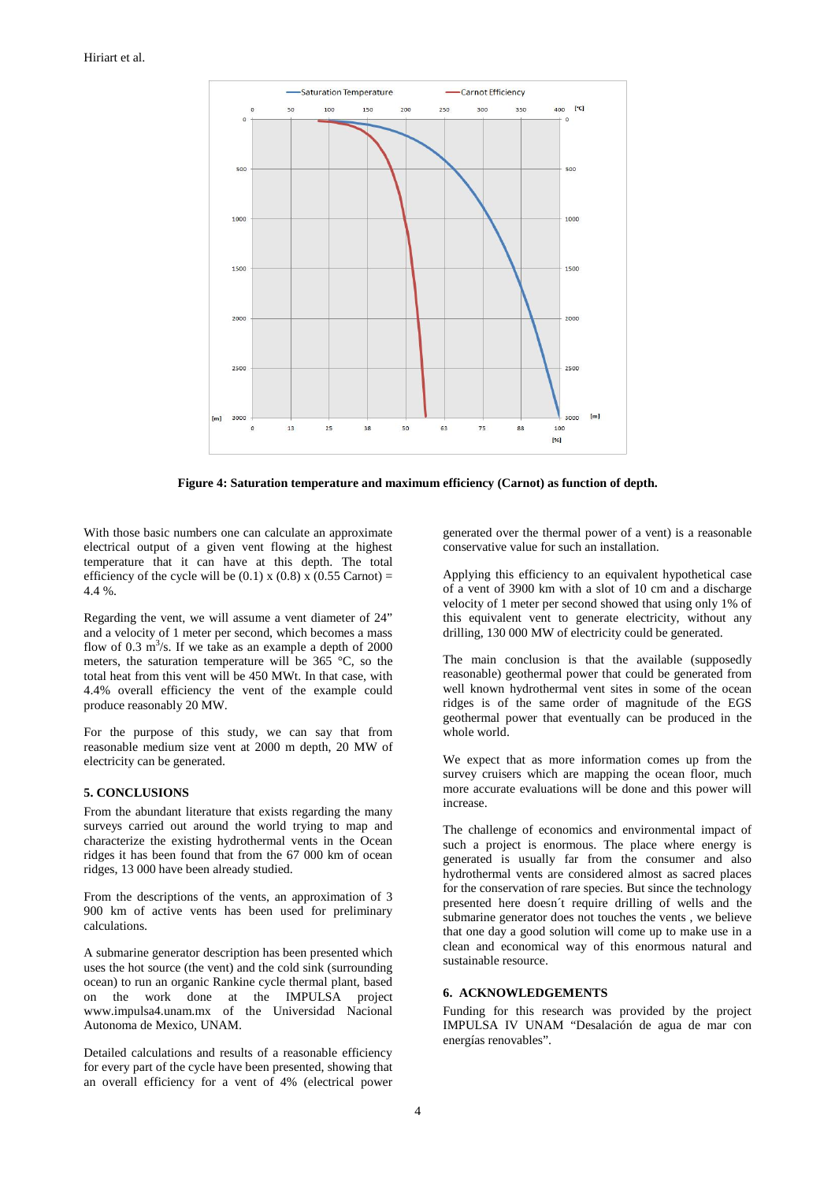**Figure 4: Saturation temperature and maximum efficiency (Carnot) as function of depth.**

With those basic numbers one can calculate an approximate electrical output of a given vent flowing at the highest temperature that it can have at this depth. The total efficiency of the cycle will be (0.1) x (0.8) x (0.55 Carnot) = 4.4 %.

Regarding the vent, we will assume a vent diameter of 24" and a velocity of 1 meter per second, which becomes a mass flow of 0.3 $m^3$/s. If we take as an example a depth of 2000 meters, the saturation temperature will be 365 °C, so the total heat from this vent will be 450 MWt. In that case, with 4.4% overall efficiency the vent of the example could produce reasonably 20 MW.

For the purpose of this study, we can say that from reasonable medium size vent at 2000 m depth, 20 MW of electricity can be generated.

## 5. CONCLUSIONS

From the abundant literature that exists regarding the many surveys carried out around the world trying to map and characterize the existing hydrothermal vents in the Ocean ridges it has been found that from the 67 000 km of ocean ridges, 13 000 have been already studied.

From the descriptions of the vents, an approximation of 3 900 km of active vents has been used for preliminary calculations.

A submarine generator description has been presented which uses the hot source (the vent) and the cold sink (surrounding ocean) to run an organic Rankine cycle thermal plant, based on the work done at the IMPULSA project www.impulsa4.unam.mx of the Universidad Nacional Autonoma de Mexico, UNAM.

Detailed calculations and results of a reasonable efficiency for every part of the cycle have been presented, showing that an overall efficiency for a vent of 4% (electrical power generated over the thermal power of a vent) is a reasonable conservative value for such an installation.

Applying this efficiency to an equivalent hypothetical case of a vent of 3900 km with a slot of 10 cm and a discharge velocity of 1 meter per second showed that using only 1% of this equivalent vent to generate electricity, without any drilling, 130 000 MW of electricity could be generated.

The main conclusion is that the available (supposedly reasonable) geothermal power that could be generated from well known hydrothermal vent sites in some of the ocean ridges is of the same order of magnitude of the EGS geothermal power that eventually can be produced in the whole world.

We expect that as more information comes up from the survey cruisers which are mapping the ocean floor, much more accurate evaluations will be done and this power will increase.

The challenge of economics and environmental impact of such a project is enormous. The place where energy is generated is usually far from the consumer and also hydrothermal vents are considered almost as sacred places for the conservation of rare species. But since the technology presented here doesn´t require drilling of wells and the submarine generator does not touches the vents , we believe that one day a good solution will come up to make use in a clean and economical way of this enormous natural and sustainable resource.

## 6. ACKNOWLEDGEMENTS

Funding for this research was provided by the project IMPULSA IV UNAM "Desalación de agua de mar con energías renovables".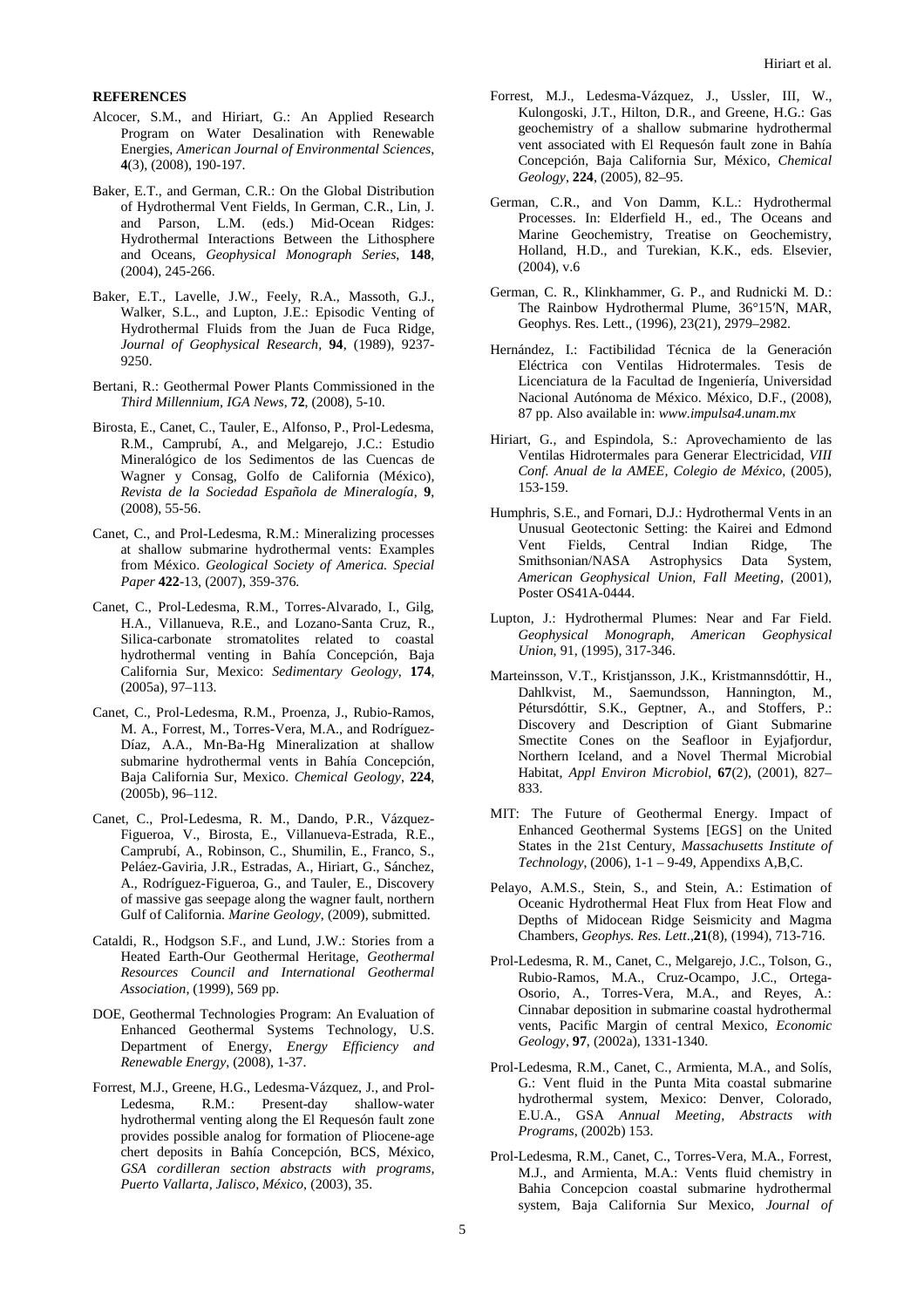**REFERENCES**

Alcocer, S.M., and Hiriart, G.: An Applied Research Program on Water Desalination with Renewable Energies, *American Journal of Environmental Sciences*, **4**(3), (2008), 190-197.

Baker, E.T., and German, C.R.: On the Global Distribution of Hydrothermal Vent Fields, In German, C.R., Lin, J. and Parson, L.M. (eds.) Mid-Ocean Ridges: Hydrothermal Interactions Between the Lithosphere and Oceans, *Geophysical Monograph Series*, **148**, (2004), 245-266.

Baker, E.T., Lavelle, J.W., Feely, R.A., Massoth, G.J., Walker, S.L., and Lupton, J.E.: Episodic Venting of Hydrothermal Fluids from the Juan de Fuca Ridge, *Journal of Geophysical Research*, **94**, (1989), 9237-9250.

Bertani, R.: Geothermal Power Plants Commissioned in the *Third Millennium, IGA News*, **72**, (2008), 5-10.

Birosta, E., Canet, C., Tauler, E., Alfonso, P., Prol-Ledesma, R.M., Camprubí, A., and Melgarejo, J.C.: Estudio Mineralógico de los Sedimentos de las Cuencas de Wagner y Consag, Golfo de California (México), *Revista de la Sociedad Española de Mineralogía*, **9**, (2008), 55-56.

Canet, C., and Prol-Ledesma, R.M.: Mineralizing processes at shallow submarine hydrothermal vents: Examples from México. *Geological Society of America. Special Paper* **422**-13, (2007), 359-376.

Canet, C., Prol-Ledesma, R.M., Torres-Alvarado, I., Gilg, H.A., Villanueva, R.E., and Lozano-Santa Cruz, R., Silica-carbonate stromatolites related to coastal hydrothermal venting in Bahía Concepción, Baja California Sur, Mexico: *Sedimentary Geology*, **174**, (2005a), 97–113.

Canet, C., Prol-Ledesma, R.M., Proenza, J., Rubio-Ramos, M. A., Forrest, M., Torres-Vera, M.A., and Rodríguez-Díaz, A.A., Mn-Ba-Hg Mineralization at shallow submarine hydrothermal vents in Bahía Concepción, Baja California Sur, Mexico. *Chemical Geology*, **224**, (2005b), 96–112.

Canet, C., Prol-Ledesma, R. M., Dando, P.R., Vázquez-Figueroa, V., Birosta, E., Villanueva-Estrada, R.E., Camprubí, A., Robinson, C., Shumilin, E., Franco, S., Peláez-Gaviria, J.R., Estradas, A., Hiriart, G., Sánchez, A., Rodríguez-Figueroa, G., and Tauler, E., Discovery of massive gas seepage along the wagner fault, northern Gulf of California. *Marine Geology*, (2009), submitted.

Cataldi, R., Hodgson S.F., and Lund, J.W.: Stories from a Heated Earth-Our Geothermal Heritage, *Geothermal Resources Council and International Geothermal Association*, (1999), 569 pp.

DOE, Geothermal Technologies Program: An Evaluation of Enhanced Geothermal Systems Technology, U.S. Department of Energy, *Energy Efficiency and Renewable Energy*, (2008), 1-37.

Forrest, M.J., Greene, H.G., Ledesma-Vázquez, J., and Prol-Ledesma, R.M.: Present-day shallow-water hydrothermal venting along the El Requesón fault zone provides possible analog for formation of Pliocene-age chert deposits in Bahía Concepción, BCS, México, *GSA cordilleran section abstracts with programs, Puerto Vallarta, Jalisco, México*, (2003), 35.

Forrest, M.J., Ledesma-Vázquez, J., Ussler, III, W., Kulongoski, J.T., Hilton, D.R., and Greene, H.G.: Gas geochemistry of a shallow submarine hydrothermal vent associated with El Requesón fault zone in Bahía Concepción, Baja California Sur, México, *Chemical Geology*, **224**, (2005), 82–95.

German, C.R., and Von Damm, K.L.: Hydrothermal Processes. In: Elderfield H., ed., The Oceans and Marine Geochemistry, Treatise on Geochemistry, Holland, H.D., and Turekian, K.K., eds. Elsevier, (2004), v.6

German, C. R., Klinkhammer, G. P., and Rudnicki M. D.: The Rainbow Hydrothermal Plume, 36°15′N, MAR, Geophys. Res. Lett., (1996), 23(21), 2979–2982.

Hernández, I.: Factibilidad Técnica de la Generación Eléctrica con Ventilas Hidrotermales. Tesis de Licenciatura de la Facultad de Ingeniería, Universidad Nacional Autónoma de México. México, D.F., (2008), 87 pp. Also available in: *www.impulsa4.unam.mx*

Hiriart, G., and Espindola, S.: Aprovechamiento de las Ventilas Hidrotermales para Generar Electricidad, *VIII Conf. Anual de la AMEE, Colegio de México*, (2005), 153-159.

Humphris, S.E., and Fornari, D.J.: Hydrothermal Vents in an Unusual Geotectonic Setting: the Kairei and Edmond Vent Fields, Central Indian Ridge, The Smithsonian/NASA Astrophysics Data System, *American Geophysical Union, Fall Meeting*, (2001), Poster OS41A-0444.

Lupton, J.: Hydrothermal Plumes: Near and Far Field. *Geophysical Monograph, American Geophysical Union*, 91, (1995), 317-346.

Marteinsson, V.T., Kristjansson, J.K., Kristmannsdóttir, H., Dahlkvist, M., Saemundsson, Hannington, M., Pétursdóttir, S.K., Geptner, A., and Stoffers, P.: Discovery and Description of Giant Submarine Smectite Cones on the Seafloor in Eyjafjordur, Northern Iceland, and a Novel Thermal Microbial Habitat, *Appl Environ Microbiol*, **67**(2), (2001), 827–833.

MIT: The Future of Geothermal Energy. Impact of Enhanced Geothermal Systems [EGS] on the United States in the 21st Century, *Massachusetts Institute of Technology*, (2006), 1-1 – 9-49, Appendixs A,B,C.

Pelayo, A.M.S., Stein, S., and Stein, A.: Estimation of Oceanic Hydrothermal Heat Flux from Heat Flow and Depths of Midocean Ridge Seismicity and Magma Chambers, *Geophys. Res. Lett*.,**21**(8), (1994), 713-716.

Prol-Ledesma, R. M., Canet, C., Melgarejo, J.C., Tolson, G., Rubio-Ramos, M.A., Cruz-Ocampo, J.C., Ortega-Osorio, A., Torres-Vera, M.A., and Reyes, A.: Cinnabar deposition in submarine coastal hydrothermal vents, Pacific Margin of central Mexico, *Economic Geology*, **97**, (2002a), 1331-1340.

Prol-Ledesma, R.M., Canet, C., Armienta, M.A., and Solís, G.: Vent fluid in the Punta Mita coastal submarine hydrothermal system, Mexico: Denver, Colorado, E.U.A., GSA *Annual Meeting, Abstracts with Programs*, (2002b) 153.

Prol-Ledesma, R.M., Canet, C., Torres-Vera, M.A., Forrest, M.J., and Armienta, M.A.: Vents fluid chemistry in Bahia Concepcion coastal submarine hydrothermal system, Baja California Sur Mexico, *Journal of*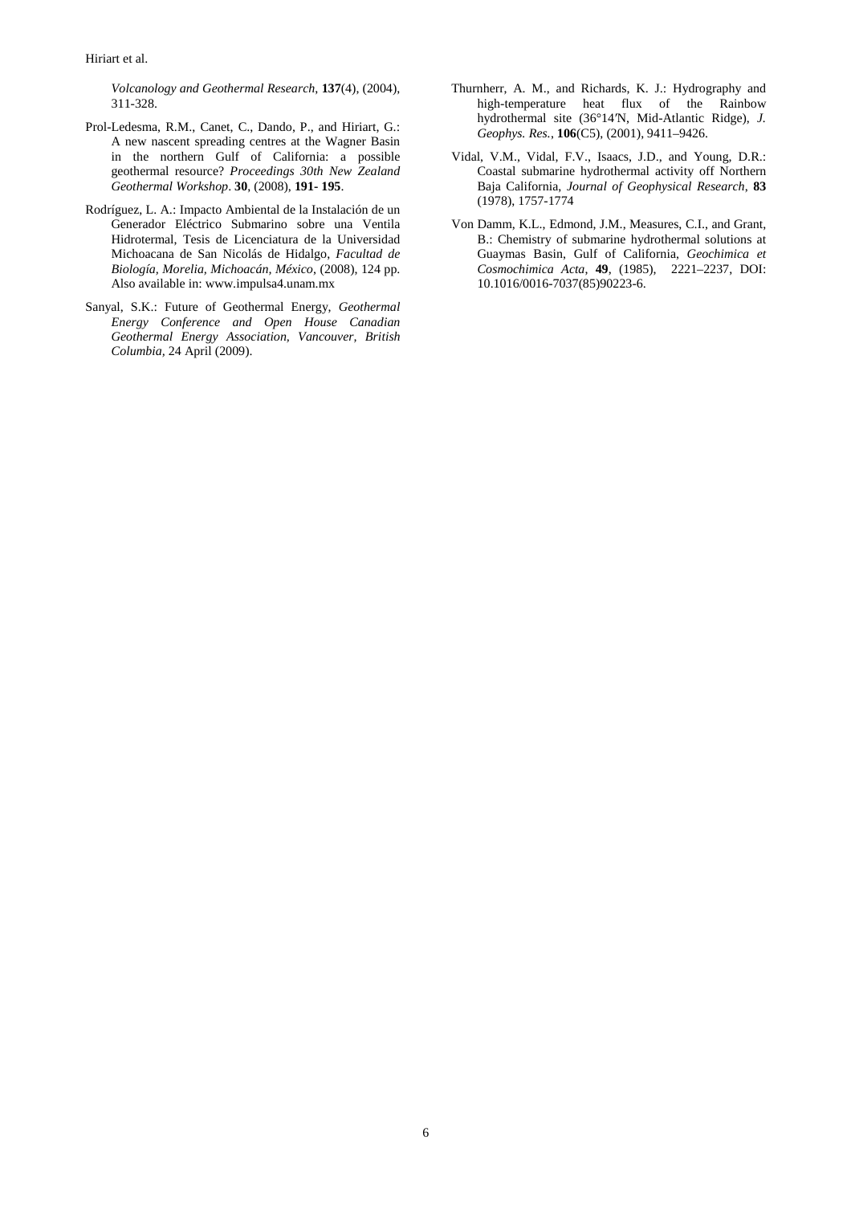*Volcanology and Geothermal Research*, **137**(4), (2004), 311-328.

Prol-Ledesma, R.M., Canet, C., Dando, P., and Hiriart, G.: A new nascent spreading centres at the Wagner Basin in the northern Gulf of California: a possible geothermal resource? *Proceedings 30th New Zealand Geothermal Workshop*. **30**, (2008), **191- 195**.

Rodríguez, L. A.: Impacto Ambiental de la Instalación de un Generador Eléctrico Submarino sobre una Ventila Hidrotermal, Tesis de Licenciatura de la Universidad Michoacana de San Nicolás de Hidalgo, *Facultad de Biología, Morelia, Michoacán, México*, (2008), 124 pp. Also available in: www.impulsa4.unam.mx

Sanyal, S.K.: Future of Geothermal Energy, *Geothermal Energy Conference and Open House Canadian Geothermal Energy Association, Vancouver, British Columbia*, 24 April (2009).

Thurnherr, A. M., and Richards, K. J.: Hydrography and high-temperature heat flux of the Rainbow hydrothermal site (36°14′N, Mid-Atlantic Ridge), *J. Geophys. Res.*, **106**(C5), (2001), 9411–9426.

Vidal, V.M., Vidal, F.V., Isaacs, J.D., and Young, D.R.: Coastal submarine hydrothermal activity off Northern Baja California, *Journal of Geophysical Research*, **83** (1978), 1757-1774

Von Damm, K.L., Edmond, J.M., Measures, C.I., and Grant, B.: Chemistry of submarine hydrothermal solutions at Guaymas Basin, Gulf of California, *Geochimica et Cosmochimica Acta*, **49**, (1985), 2221–2237, DOI: 10.1016/0016-7037(85)90223-6.